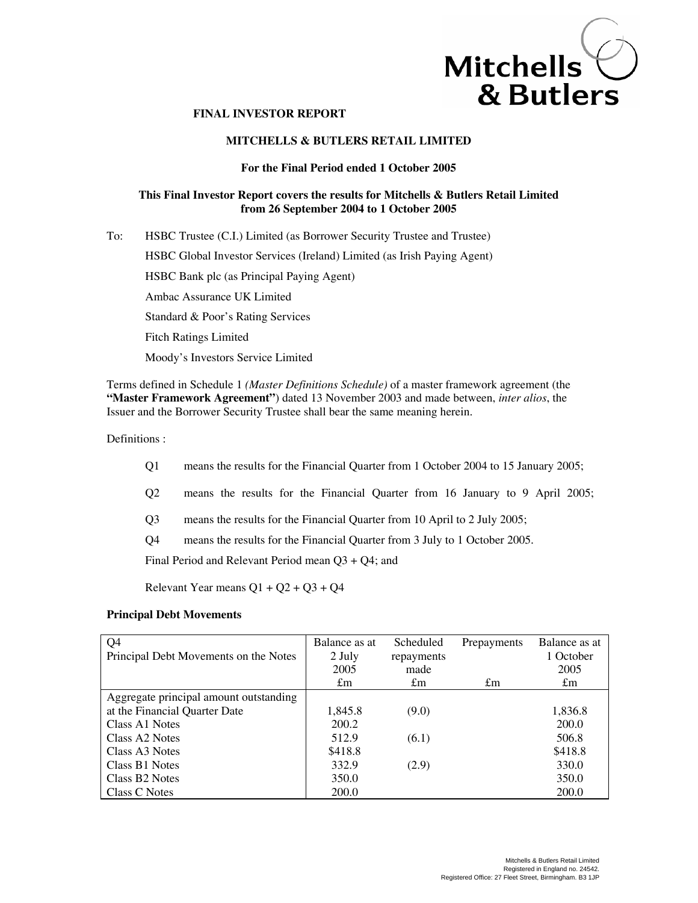**FINAL INVESTOR REPORT**

**MITCHELLS & BUTLERS RETAIL LIMITED**

**For the Final Period ended 1 October 2005**

**This Final Investor Report covers the results for Mitchells & Butlers Retail Limited from 26 September 2004 to 1 October 2005**

To: HSBC Trustee (C.I.) Limited (as Borrower Security Trustee and Trustee)

HSBC Global Investor Services (Ireland) Limited (as Irish Paying Agent)

HSBC Bank plc (as Principal Paying Agent)

Ambac Assurance UK Limited

Standard & Poor's Rating Services

Fitch Ratings Limited

Moody's Investors Service Limited

Terms defined in Schedule 1 *(Master Definitions Schedule)* of a master framework agreement (the **"Master Framework Agreement"**) dated 13 November 2003 and made between, *inter alios*, the Issuer and the Borrower Security Trustee shall bear the same meaning herein.

Definitions :

Q1 means the results for the Financial Quarter from 1 October 2004 to 15 January 2005;

Q2 means the results for the Financial Quarter from 16 January to 9 April 2005;

Q3 means the results for the Financial Quarter from 10 April to 2 July 2005;

Q4 means the results for the Financial Quarter from 3 July to 1 October 2005.

Final Period and Relevant Period mean Q3 + Q4; and

Relevant Year means Q1 + Q2 + Q3 + Q4

**Principal Debt Movements**

| Q4<br>Principal Debt Movements on the Notes | Balance as at 2 July 2005<br>£m | Scheduled repayments made<br>£m | Prepayments<br>£m | Balance as at 1 October 2005<br>£m |
|---|---|---|---|---|
| Aggregate principal amount outstanding at the Financial Quarter Date | 1,845.8 | (9.0) | | 1,836.8 |
| Class A1 Notes | 200.2 | | | 200.0 |
| Class A2 Notes | 512.9 | (6.1) | | 506.8 |
| Class A3 Notes | $418.8 | | | $418.8 |
| Class B1 Notes | 332.9 | (2.9) | | 330.0 |
| Class B2 Notes | 350.0 | | | 350.0 |
| Class C Notes | 200.0 | | | 200.0 |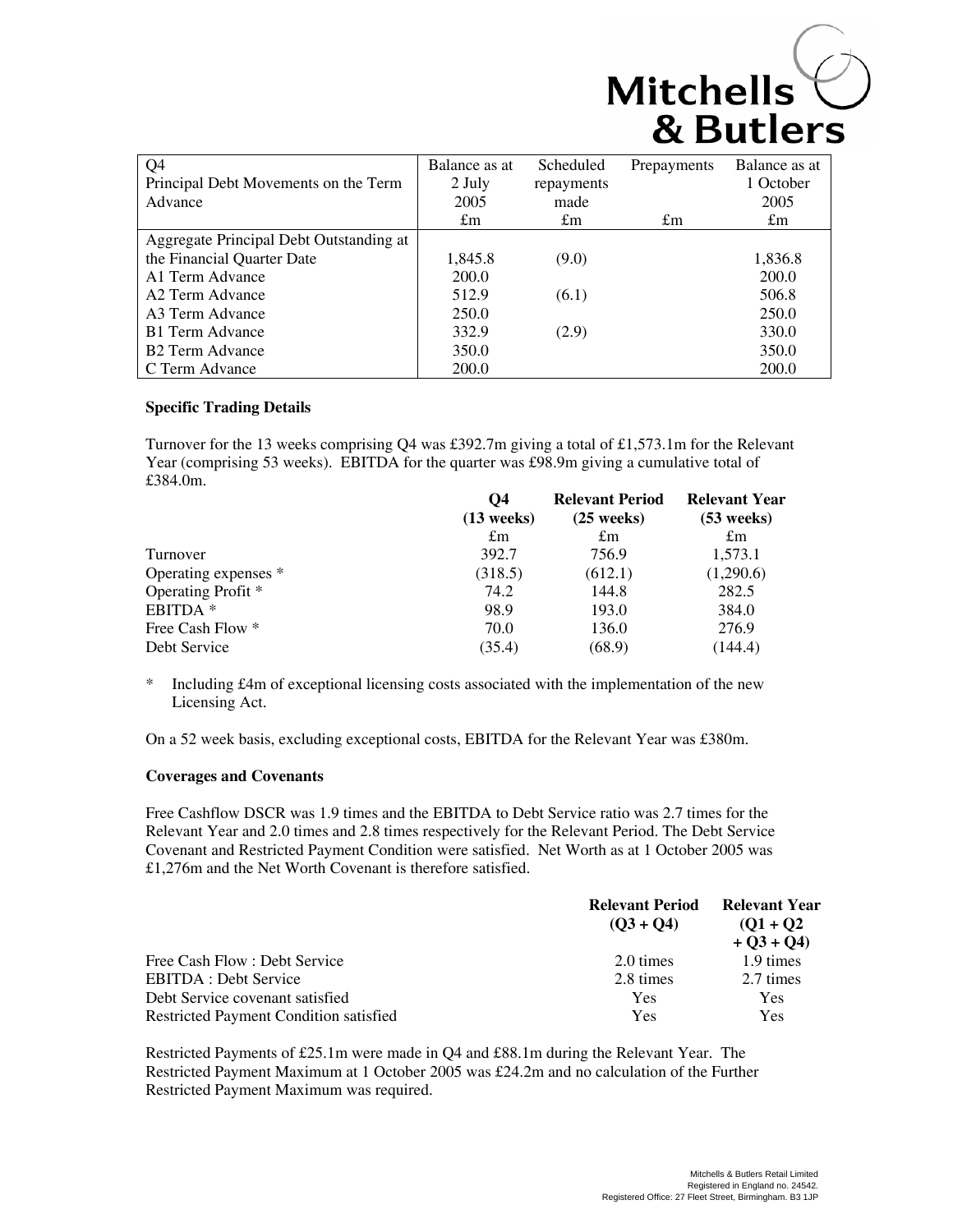| Q4 Principal Debt Movements on the Term Advance | Balance as at 2 July 2005 | Scheduled repayments made | Prepayments | Balance as at 1 October 2005 |
|---|---|---|---|---|
| | £m | £m | £m | £m |
| Aggregate Principal Debt Outstanding at the Financial Quarter Date | 1,845.8 | (9.0) | | 1,836.8 |
| A1 Term Advance | 200.0 | | | 200.0 |
| A2 Term Advance | 512.9 | (6.1) | | 506.8 |
| A3 Term Advance | 250.0 | | | 250.0 |
| B1 Term Advance | 332.9 | (2.9) | | 330.0 |
| B2 Term Advance | 350.0 | | | 350.0 |
| C Term Advance | 200.0 | | | 200.0 |

**Specific Trading Details**

Turnover for the 13 weeks comprising Q4 was £392.7m giving a total of £1,573.1m for the Relevant Year (comprising 53 weeks). EBITDA for the quarter was £98.9m giving a cumulative total of £384.0m.

| | **Q4 (13 weeks)** | **Relevant Period (25 weeks)** | **Relevant Year (53 weeks)** |
|---|---|---|---|
| | £m | £m | £m |
| Turnover | 392.7 | 756.9 | 1,573.1 |
| Operating expenses * | (318.5) | (612.1) | (1,290.6) |
| Operating Profit * | 74.2 | 144.8 | 282.5 |
| EBITDA * | 98.9 | 193.0 | 384.0 |
| Free Cash Flow * | 70.0 | 136.0 | 276.9 |
| Debt Service | (35.4) | (68.9) | (144.4) |

\* Including £4m of exceptional licensing costs associated with the implementation of the new Licensing Act.

On a 52 week basis, excluding exceptional costs, EBITDA for the Relevant Year was £380m.

**Coverages and Covenants**

Free Cashflow DSCR was 1.9 times and the EBITDA to Debt Service ratio was 2.7 times for the Relevant Year and 2.0 times and 2.8 times respectively for the Relevant Period. The Debt Service Covenant and Restricted Payment Condition were satisfied. Net Worth as at 1 October 2005 was £1,276m and the Net Worth Covenant is therefore satisfied.

| | **Relevant Period (Q3 + Q4)** | **Relevant Year (Q1 + Q2 + Q3 + Q4)** |
|---|---|---|
| Free Cash Flow : Debt Service | 2.0 times | 1.9 times |
| EBITDA : Debt Service | 2.8 times | 2.7 times |
| Debt Service covenant satisfied | Yes | Yes |
| Restricted Payment Condition satisfied | Yes | Yes |

Restricted Payments of £25.1m were made in Q4 and £88.1m during the Relevant Year. The Restricted Payment Maximum at 1 October 2005 was £24.2m and no calculation of the Further Restricted Payment Maximum was required.

Mitchells & Butlers Retail Limited
Registered in England no. 24542.
Registered Office: 27 Fleet Street, Birmingham. B3 1JP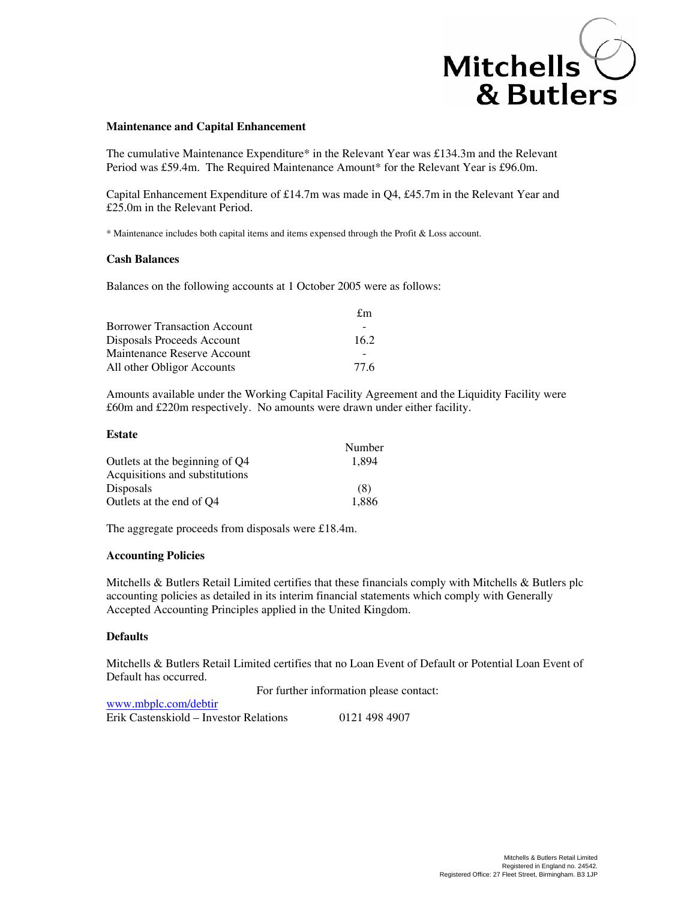### Maintenance and Capital Enhancement

The cumulative Maintenance Expenditure* in the Relevant Year was £134.3m and the Relevant Period was £59.4m. The Required Maintenance Amount* for the Relevant Year is £96.0m.

Capital Enhancement Expenditure of £14.7m was made in Q4, £45.7m in the Relevant Year and £25.0m in the Relevant Period.

* Maintenance includes both capital items and items expensed through the Profit & Loss account.

### Cash Balances

Balances on the following accounts at 1 October 2005 were as follows:

| | £m |
|---|---|
| Borrower Transaction Account | - |
| Disposals Proceeds Account | 16.2 |
| Maintenance Reserve Account | - |
| All other Obligor Accounts | 77.6 |

Amounts available under the Working Capital Facility Agreement and the Liquidity Facility were £60m and £220m respectively. No amounts were drawn under either facility.

### Estate

| | Number |
|---|---|
| Outlets at the beginning of Q4 | 1,894 |
| Acquisitions and substitutions | |
| Disposals | (8) |
| Outlets at the end of Q4 | 1,886 |

The aggregate proceeds from disposals were £18.4m.

### Accounting Policies

Mitchells & Butlers Retail Limited certifies that these financials comply with Mitchells & Butlers plc accounting policies as detailed in its interim financial statements which comply with Generally Accepted Accounting Principles applied in the United Kingdom.

### Defaults

Mitchells & Butlers Retail Limited certifies that no Loan Event of Default or Potential Loan Event of Default has occurred.

For further information please contact:

www.mbplc.com/debtir

Erik Castenskiold – Investor Relations 0121 498 4907

Mitchells & Butlers Retail Limited
Registered in England no. 24542.
Registered Office: 27 Fleet Street, Birmingham. B3 1JP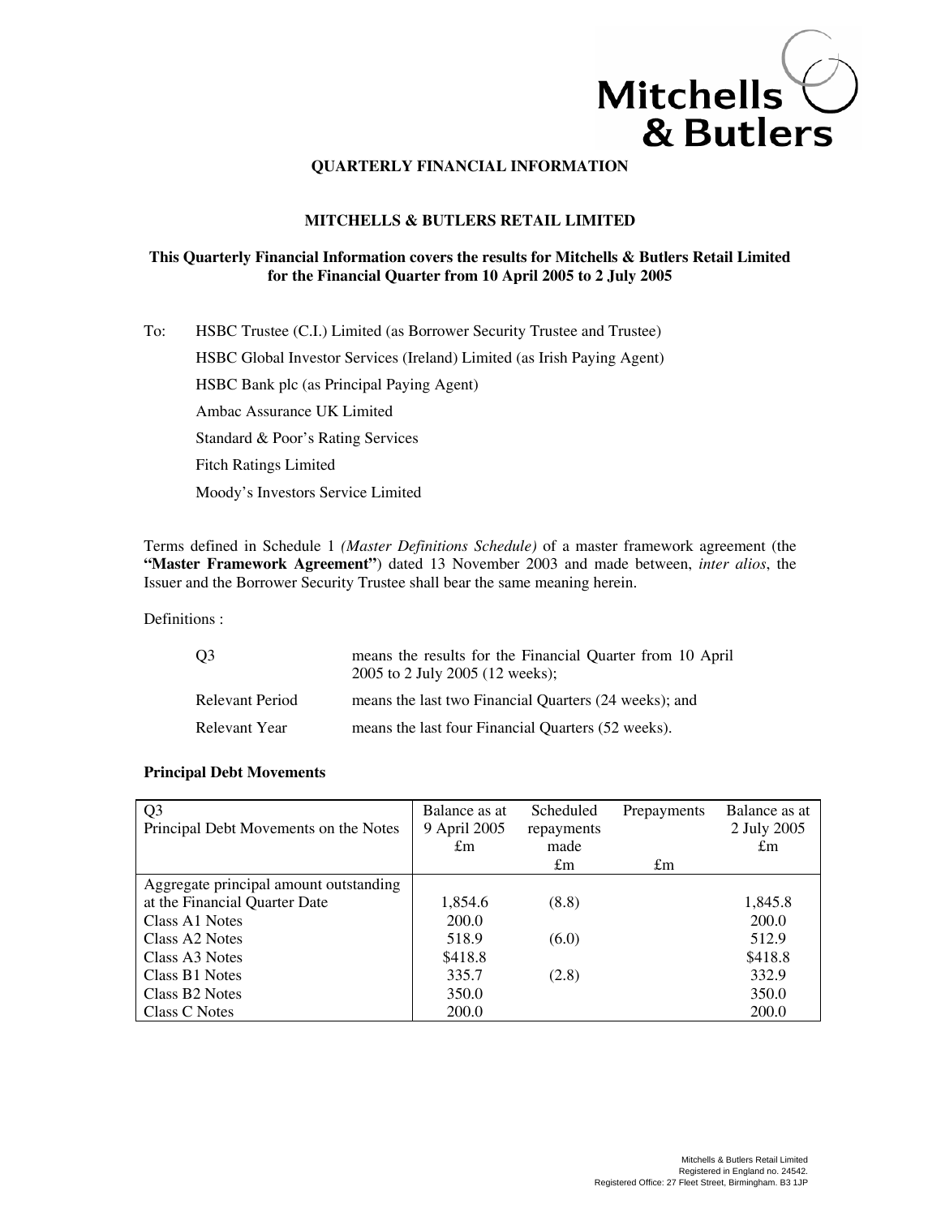**QUARTERLY FINANCIAL INFORMATION**

**MITCHELLS & BUTLERS RETAIL LIMITED**

**This Quarterly Financial Information covers the results for Mitchells & Butlers Retail Limited for the Financial Quarter from 10 April 2005 to 2 July 2005**

To: HSBC Trustee (C.I.) Limited (as Borrower Security Trustee and Trustee)

HSBC Global Investor Services (Ireland) Limited (as Irish Paying Agent)

HSBC Bank plc (as Principal Paying Agent)

Ambac Assurance UK Limited

Standard & Poor's Rating Services

Fitch Ratings Limited

Moody's Investors Service Limited

Terms defined in Schedule 1 *(Master Definitions Schedule)* of a master framework agreement (the **"Master Framework Agreement"**) dated 13 November 2003 and made between, *inter alios*, the Issuer and the Borrower Security Trustee shall bear the same meaning herein.

Definitions :

| | |
|---|---|
| Q3 | means the results for the Financial Quarter from 10 April 2005 to 2 July 2005 (12 weeks); |
| Relevant Period | means the last two Financial Quarters (24 weeks); and |
| Relevant Year | means the last four Financial Quarters (52 weeks). |

**Principal Debt Movements**

| Q3<br>Principal Debt Movements on the Notes | Balance as at 9 April 2005<br>£m | Scheduled repayments made<br>£m | Prepayments<br>£m | Balance as at 2 July 2005<br>£m |
|---|---|---|---|---|
| Aggregate principal amount outstanding at the Financial Quarter Date | 1,854.6 | (8.8) | | 1,845.8 |
| Class A1 Notes | 200.0 | | | 200.0 |
| Class A2 Notes | 518.9 | (6.0) | | 512.9 |
| Class A3 Notes | $418.8 | | | $418.8 |
| Class B1 Notes | 335.7 | (2.8) | | 332.9 |
| Class B2 Notes | 350.0 | | | 350.0 |
| Class C Notes | 200.0 | | | 200.0 |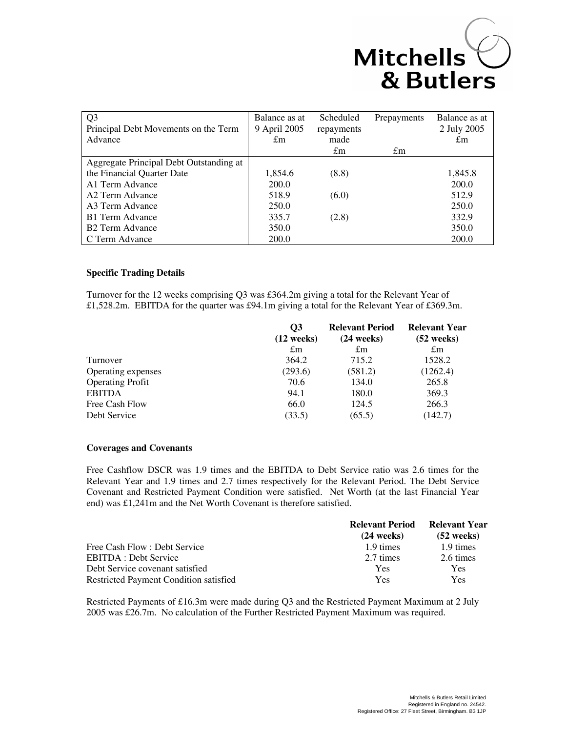| Q3 Principal Debt Movements on the Term Advance | Balance as at 9 April 2005 £m | Scheduled repayments made £m | Prepayments £m | Balance as at 2 July 2005 £m |
|---|---|---|---|---|
| Aggregate Principal Debt Outstanding at the Financial Quarter Date | 1,854.6 | (8.8) | | 1,845.8 |
| A1 Term Advance | 200.0 | | | 200.0 |
| A2 Term Advance | 518.9 | (6.0) | | 512.9 |
| A3 Term Advance | 250.0 | | | 250.0 |
| B1 Term Advance | 335.7 | (2.8) | | 332.9 |
| B2 Term Advance | 350.0 | | | 350.0 |
| C Term Advance | 200.0 | | | 200.0 |

**Specific Trading Details**

Turnover for the 12 weeks comprising Q3 was £364.2m giving a total for the Relevant Year of £1,528.2m. EBITDA for the quarter was £94.1m giving a total for the Relevant Year of £369.3m.

| | Q3 (12 weeks) £m | Relevant Period (24 weeks) £m | Relevant Year (52 weeks) £m |
|---|---|---|---|
| Turnover | 364.2 | 715.2 | 1528.2 |
| Operating expenses | (293.6) | (581.2) | (1262.4) |
| Operating Profit | 70.6 | 134.0 | 265.8 |
| EBITDA | 94.1 | 180.0 | 369.3 |
| Free Cash Flow | 66.0 | 124.5 | 266.3 |
| Debt Service | (33.5) | (65.5) | (142.7) |

**Coverages and Covenants**

Free Cashflow DSCR was 1.9 times and the EBITDA to Debt Service ratio was 2.6 times for the Relevant Year and 1.9 times and 2.7 times respectively for the Relevant Period. The Debt Service Covenant and Restricted Payment Condition were satisfied. Net Worth (at the last Financial Year end) was £1,241m and the Net Worth Covenant is therefore satisfied.

| | Relevant Period (24 weeks) | Relevant Year (52 weeks) |
|---|---|---|
| Free Cash Flow : Debt Service | 1.9 times | 1.9 times |
| EBITDA : Debt Service | 2.7 times | 2.6 times |
| Debt Service covenant satisfied | Yes | Yes |
| Restricted Payment Condition satisfied | Yes | Yes |

Restricted Payments of £16.3m were made during Q3 and the Restricted Payment Maximum at 2 July 2005 was £26.7m. No calculation of the Further Restricted Payment Maximum was required.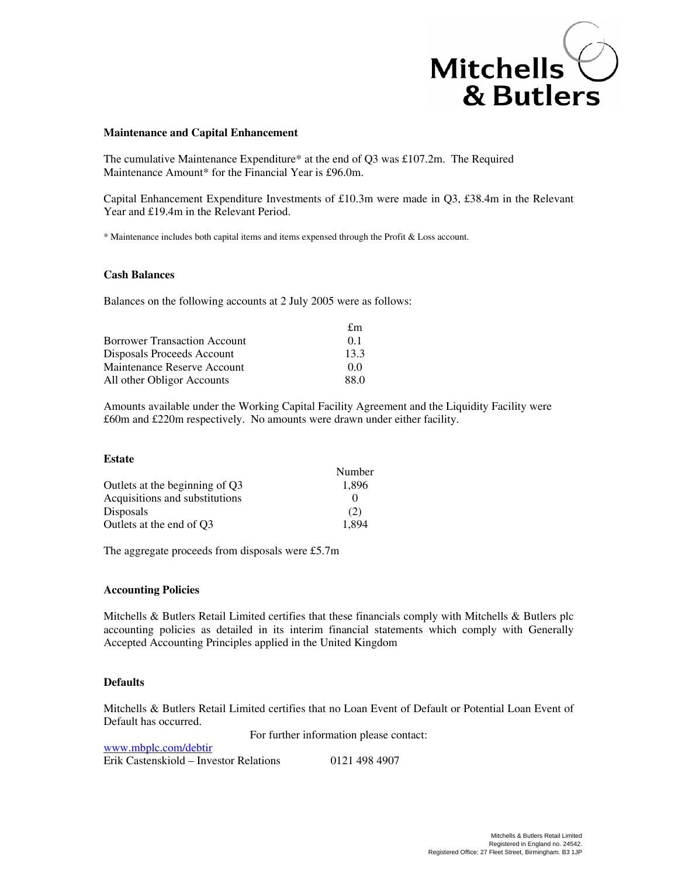**Maintenance and Capital Enhancement**

The cumulative Maintenance Expenditure* at the end of Q3 was £107.2m. The Required Maintenance Amount* for the Financial Year is £96.0m.

Capital Enhancement Expenditure Investments of £10.3m were made in Q3, £38.4m in the Relevant Year and £19.4m in the Relevant Period.

* Maintenance includes both capital items and items expensed through the Profit & Loss account.

**Cash Balances**

Balances on the following accounts at 2 July 2005 were as follows:

| | £m |
|---|---|
| Borrower Transaction Account | 0.1 |
| Disposals Proceeds Account | 13.3 |
| Maintenance Reserve Account | 0.0 |
| All other Obligor Accounts | 88.0 |

Amounts available under the Working Capital Facility Agreement and the Liquidity Facility were £60m and £220m respectively. No amounts were drawn under either facility.

**Estate**

| | Number |
|---|---|
| Outlets at the beginning of Q3 | 1,896 |
| Acquisitions and substitutions | 0 |
| Disposals | (2) |
| Outlets at the end of Q3 | 1,894 |

The aggregate proceeds from disposals were £5.7m

**Accounting Policies**

Mitchells & Butlers Retail Limited certifies that these financials comply with Mitchells & Butlers plc accounting policies as detailed in its interim financial statements which comply with Generally Accepted Accounting Principles applied in the United Kingdom

**Defaults**

Mitchells & Butlers Retail Limited certifies that no Loan Event of Default or Potential Loan Event of Default has occurred.

For further information please contact:

www.mbplc.com/debtir
Erik Castenskiold – Investor Relations 0121 498 4907

Mitchells & Butlers Retail Limited
Registered in England no. 24542.
Registered Office: 27 Fleet Street, Birmingham. B3 1JP